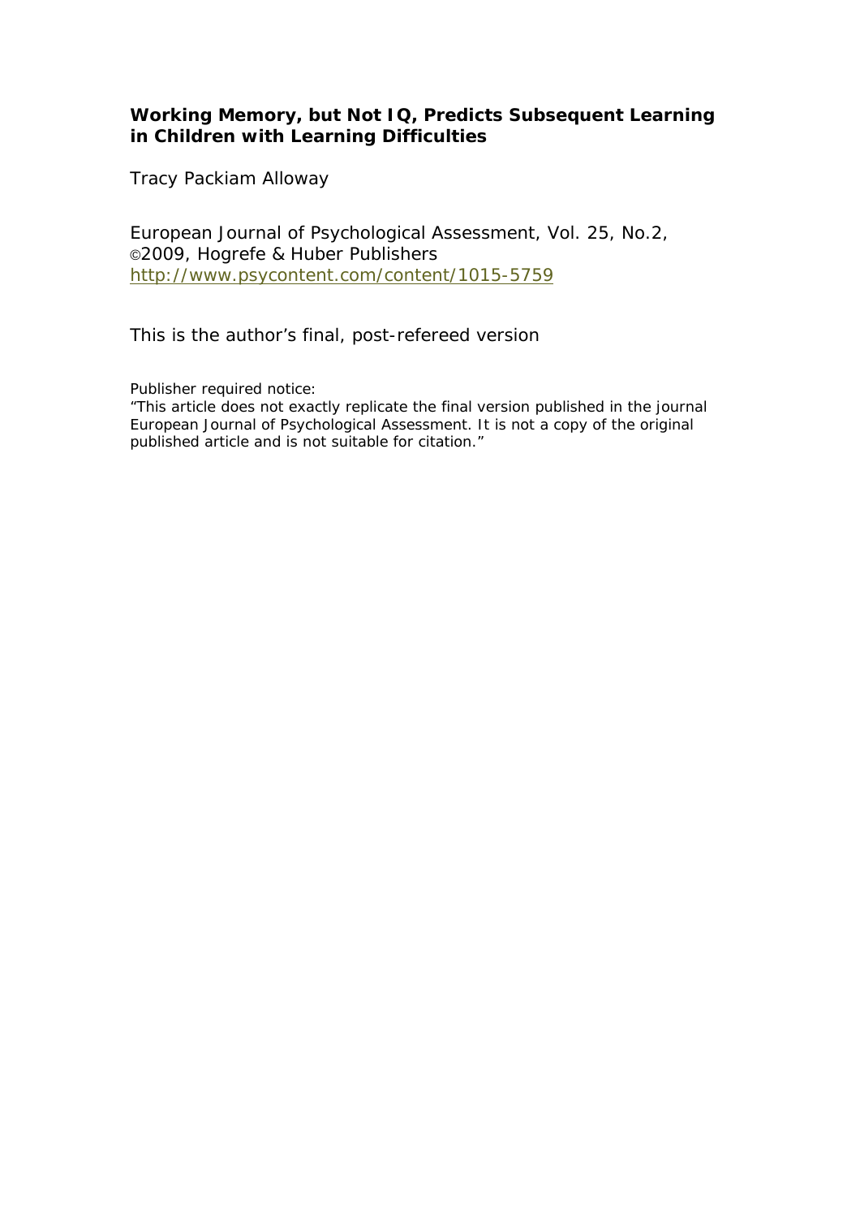**Working Memory, but Not IQ, Predicts Subsequent Learning in Children with Learning Difficulties**

Tracy Packiam Alloway

European Journal of Psychological Assessment, Vol. 25, No.2, ©2009, Hogrefe & Huber Publishers
http://www.psycontent.com/content/1015-5759

This is the author's final, post-refereed version

Publisher required notice:
"This article does not exactly replicate the final version published in the journal European Journal of Psychological Assessment. It is not a copy of the original published article and is not suitable for citation."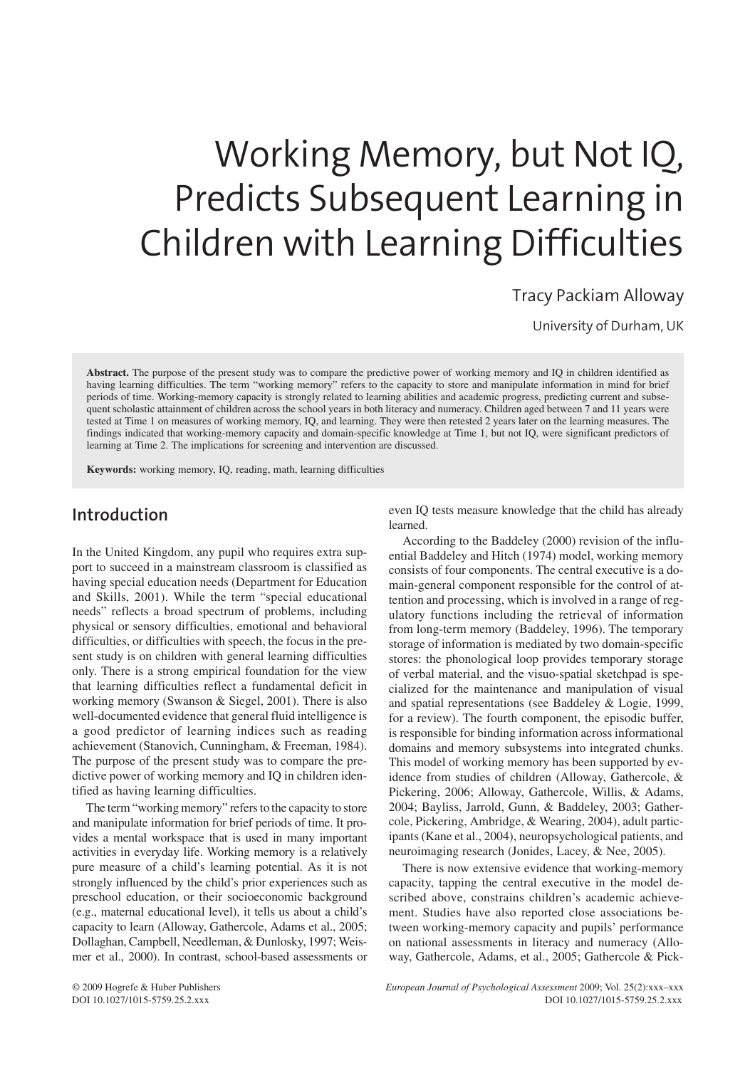# Working Memory, but Not IQ, Predicts Subsequent Learning in Children with Learning Difficulties

Tracy Packiam Alloway

University of Durham, UK

**Abstract.** The purpose of the present study was to compare the predictive power of working memory and IQ in children identified as having learning difficulties. The term "working memory" refers to the capacity to store and manipulate information in mind for brief periods of time. Working-memory capacity is strongly related to learning abilities and academic progress, predicting current and subsequent scholastic attainment of children across the school years in both literacy and numeracy. Children aged between 7 and 11 years were tested at Time 1 on measures of working memory, IQ, and learning. They were then retested 2 years later on the learning measures. The findings indicated that working-memory capacity and domain-specific knowledge at Time 1, but not IQ, were significant predictors of learning at Time 2. The implications for screening and intervention are discussed.

**Keywords:** working memory, IQ, reading, math, learning difficulties

## Introduction

In the United Kingdom, any pupil who requires extra support to succeed in a mainstream classroom is classified as having special education needs (Department for Education and Skills, 2001). While the term "special educational needs" reflects a broad spectrum of problems, including physical or sensory difficulties, emotional and behavioral difficulties, or difficulties with speech, the focus in the present study is on children with general learning difficulties only. There is a strong empirical foundation for the view that learning difficulties reflect a fundamental deficit in working memory (Swanson & Siegel, 2001). There is also well-documented evidence that general fluid intelligence is a good predictor of learning indices such as reading achievement (Stanovich, Cunningham, & Freeman, 1984). The purpose of the present study was to compare the predictive power of working memory and IQ in children identified as having learning difficulties.

The term "working memory" refers to the capacity to store and manipulate information for brief periods of time. It provides a mental workspace that is used in many important activities in everyday life. Working memory is a relatively pure measure of a child's learning potential. As it is not strongly influenced by the child's prior experiences such as preschool education, or their socioeconomic background (e.g., maternal educational level), it tells us about a child's capacity to learn (Alloway, Gathercole, Adams et al., 2005; Dollaghan, Campbell, Needleman, & Dunlosky, 1997; Weismer et al., 2000). In contrast, school-based assessments or even IQ tests measure knowledge that the child has already learned.

According to the Baddeley (2000) revision of the influential Baddeley and Hitch (1974) model, working memory consists of four components. The central executive is a domain-general component responsible for the control of attention and processing, which is involved in a range of regulatory functions including the retrieval of information from long-term memory (Baddeley, 1996). The temporary storage of information is mediated by two domain-specific stores: the phonological loop provides temporary storage of verbal material, and the visuo-spatial sketchpad is specialized for the maintenance and manipulation of visual and spatial representations (see Baddeley & Logie, 1999, for a review). The fourth component, the episodic buffer, is responsible for binding information across informational domains and memory subsystems into integrated chunks. This model of working memory has been supported by evidence from studies of children (Alloway, Gathercole, & Pickering, 2006; Alloway, Gathercole, Willis, & Adams, 2004; Bayliss, Jarrold, Gunn, & Baddeley, 2003; Gathercole, Pickering, Ambridge, & Wearing, 2004), adult participants (Kane et al., 2004), neuropsychological patients, and neuroimaging research (Jonides, Lacey, & Nee, 2005).

There is now extensive evidence that working-memory capacity, tapping the central executive in the model described above, constrains children's academic achievement. Studies have also reported close associations between working-memory capacity and pupils' performance on national assessments in literacy and numeracy (Alloway, Gathercole, Adams, et al., 2005; Gathercole & Pick-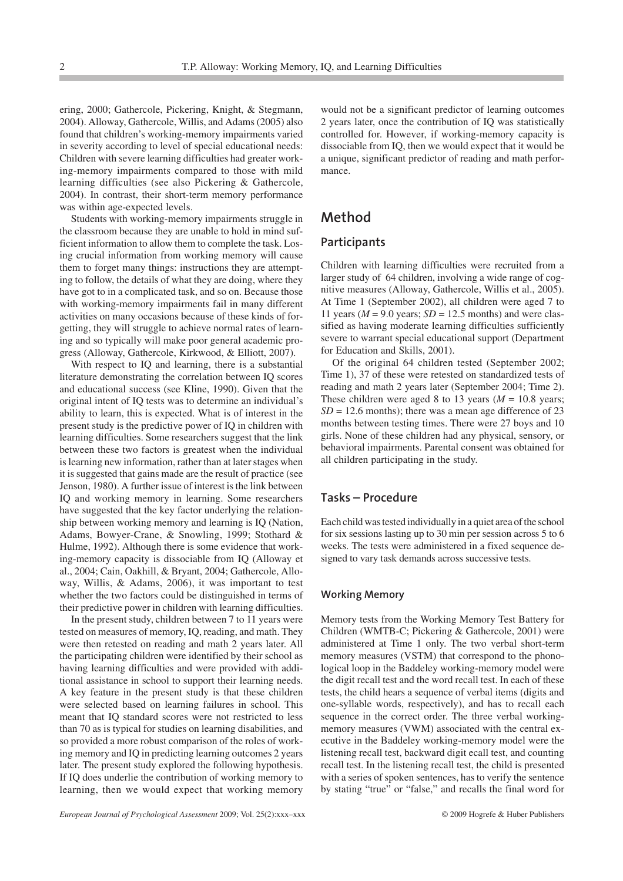ering, 2000; Gathercole, Pickering, Knight, & Stegmann, 2004). Alloway, Gathercole, Willis, and Adams (2005) also found that children's working-memory impairments varied in severity according to level of special educational needs: Children with severe learning difficulties had greater working-memory impairments compared to those with mild learning difficulties (see also Pickering & Gathercole, 2004). In contrast, their short-term memory performance was within age-expected levels.

Students with working-memory impairments struggle in the classroom because they are unable to hold in mind sufficient information to allow them to complete the task. Losing crucial information from working memory will cause them to forget many things: instructions they are attempting to follow, the details of what they are doing, where they have got to in a complicated task, and so on. Because those with working-memory impairments fail in many different activities on many occasions because of these kinds of forgetting, they will struggle to achieve normal rates of learning and so typically will make poor general academic progress (Alloway, Gathercole, Kirkwood, & Elliott, 2007).

With respect to IQ and learning, there is a substantial literature demonstrating the correlation between IQ scores and educational success (see Kline, 1990). Given that the original intent of IQ tests was to determine an individual's ability to learn, this is expected. What is of interest in the present study is the predictive power of IQ in children with learning difficulties. Some researchers suggest that the link between these two factors is greatest when the individual is learning new information, rather than at later stages when it is suggested that gains made are the result of practice (see Jenson, 1980). A further issue of interest is the link between IQ and working memory in learning. Some researchers have suggested that the key factor underlying the relationship between working memory and learning is IQ (Nation, Adams, Bowyer-Crane, & Snowling, 1999; Stothard & Hulme, 1992). Although there is some evidence that working-memory capacity is dissociable from IQ (Alloway et al., 2004; Cain, Oakhill, & Bryant, 2004; Gathercole, Alloway, Willis, & Adams, 2006), it was important to test whether the two factors could be distinguished in terms of their predictive power in children with learning difficulties.

In the present study, children between 7 to 11 years were tested on measures of memory, IQ, reading, and math. They were then retested on reading and math 2 years later. All the participating children were identified by their school as having learning difficulties and were provided with additional assistance in school to support their learning needs. A key feature in the present study is that these children were selected based on learning failures in school. This meant that IQ standard scores were not restricted to less than 70 as is typical for studies on learning disabilities, and so provided a more robust comparison of the roles of working memory and IQ in predicting learning outcomes 2 years later. The present study explored the following hypothesis. If IQ does underlie the contribution of working memory to learning, then we would expect that working memory would not be a significant predictor of learning outcomes 2 years later, once the contribution of IQ was statistically controlled for. However, if working-memory capacity is dissociable from IQ, then we would expect that it would be a unique, significant predictor of reading and math performance.

# Method

## Participants

Children with learning difficulties were recruited from a larger study of 64 children, involving a wide range of cognitive measures (Alloway, Gathercole, Willis et al., 2005). At Time 1 (September 2002), all children were aged 7 to 11 years ($M$ = 9.0 years; $SD$ = 12.5 months) and were classified as having moderate learning difficulties sufficiently severe to warrant special educational support (Department for Education and Skills, 2001).

Of the original 64 children tested (September 2002; Time 1), 37 of these were retested on standardized tests of reading and math 2 years later (September 2004; Time 2). These children were aged 8 to 13 years ($M$ = 10.8 years; $SD$ = 12.6 months); there was a mean age difference of 23 months between testing times. There were 27 boys and 10 girls. None of these children had any physical, sensory, or behavioral impairments. Parental consent was obtained for all children participating in the study.

## Tasks – Procedure

Each child was tested individually in a quiet area of the school for six sessions lasting up to 30 min per session across 5 to 6 weeks. The tests were administered in a fixed sequence designed to vary task demands across successive tests.

### Working Memory

Memory tests from the Working Memory Test Battery for Children (WMTB-C; Pickering & Gathercole, 2001) were administered at Time 1 only. The two verbal short-term memory measures (VSTM) that correspond to the phonological loop in the Baddeley working-memory model were the digit recall test and the word recall test. In each of these tests, the child hears a sequence of verbal items (digits and one-syllable words, respectively), and has to recall each sequence in the correct order. The three verbal working-memory measures (VWM) associated with the central executive in the Baddeley working-memory model were the listening recall test, backward digit ecall test, and counting recall test. In the listening recall test, the child is presented with a series of spoken sentences, has to verify the sentence by stating "true" or "false," and recalls the final word for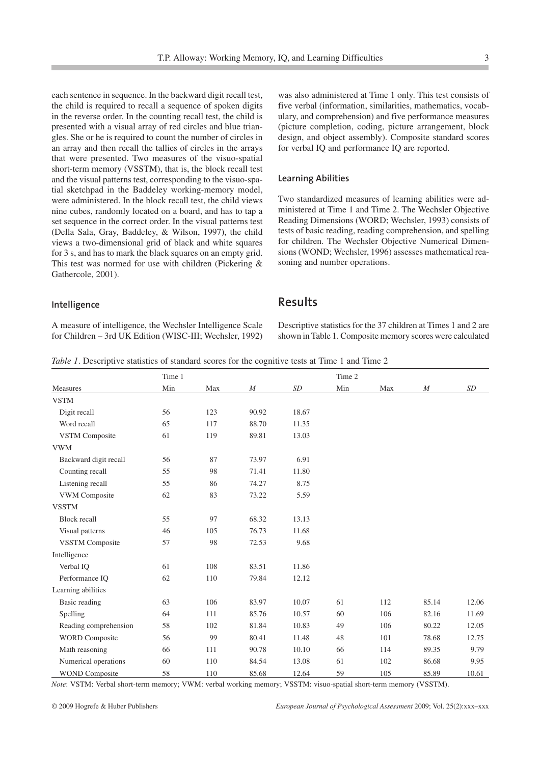each sentence in sequence. In the backward digit recall test, the child is required to recall a sequence of spoken digits in the reverse order. In the counting recall test, the child is presented with a visual array of red circles and blue triangles. She or he is required to count the number of circles in an array and then recall the tallies of circles in the arrays that were presented. Two measures of the visuo-spatial short-term memory (VSSTM), that is, the block recall test and the visual patterns test, corresponding to the visuo-spatial sketchpad in the Baddeley working-memory model, were administered. In the block recall test, the child views nine cubes, randomly located on a board, and has to tap a set sequence in the correct order. In the visual patterns test (Della Sala, Gray, Baddeley, & Wilson, 1997), the child views a two-dimensional grid of black and white squares for 3 s, and has to mark the black squares on an empty grid. This test was normed for use with children (Pickering & Gathercole, 2001).

### Intelligence

A measure of intelligence, the Wechsler Intelligence Scale for Children – 3rd UK Edition (WISC-III; Wechsler, 1992) was also administered at Time 1 only. This test consists of five verbal (information, similarities, mathematics, vocabulary, and comprehension) and five performance measures (picture completion, coding, picture arrangement, block design, and object assembly). Composite standard scores for verbal IQ and performance IQ are reported.

### Learning Abilities

Two standardized measures of learning abilities were administered at Time 1 and Time 2. The Wechsler Objective Reading Dimensions (WORD; Wechsler, 1993) consists of tests of basic reading, reading comprehension, and spelling for children. The Wechsler Objective Numerical Dimensions (WOND; Wechsler, 1996) assesses mathematical reasoning and number operations.

## Results

Descriptive statistics for the 37 children at Times 1 and 2 are shown in Table 1. Composite memory scores were calculated

*Table 1*. Descriptive statistics of standard scores for the cognitive tests at Time 1 and Time 2

| | Time 1 | | | | Time 2 | | | |
|---|---|---|---|---|---|---|---|---|
| Measures | Min | Max | *M* | *SD* | Min | Max | *M* | *SD* |
| VSTM | | | | | | | | |
| Digit recall | 56 | 123 | 90.92 | 18.67 | | | | |
| Word recall | 65 | 117 | 88.70 | 11.35 | | | | |
| VSTM Composite | 61 | 119 | 89.81 | 13.03 | | | | |
| VWM | | | | | | | | |
| Backward digit recall | 56 | 87 | 73.97 | 6.91 | | | | |
| Counting recall | 55 | 98 | 71.41 | 11.80 | | | | |
| Listening recall | 55 | 86 | 74.27 | 8.75 | | | | |
| VWM Composite | 62 | 83 | 73.22 | 5.59 | | | | |
| VSSTM | | | | | | | | |
| Block recall | 55 | 97 | 68.32 | 13.13 | | | | |
| Visual patterns | 46 | 105 | 76.73 | 11.68 | | | | |
| VSSTM Composite | 57 | 98 | 72.53 | 9.68 | | | | |
| Intelligence | | | | | | | | |
| Verbal IQ | 61 | 108 | 83.51 | 11.86 | | | | |
| Performance IQ | 62 | 110 | 79.84 | 12.12 | | | | |
| Learning abilities | | | | | | | | |
| Basic reading | 63 | 106 | 83.97 | 10.07 | 61 | 112 | 85.14 | 12.06 |
| Spelling | 64 | 111 | 85.76 | 10.57 | 60 | 106 | 82.16 | 11.69 |
| Reading comprehension | 58 | 102 | 81.84 | 10.83 | 49 | 106 | 80.22 | 12.05 |
| WORD Composite | 56 | 99 | 80.41 | 11.48 | 48 | 101 | 78.68 | 12.75 |
| Math reasoning | 66 | 111 | 90.78 | 10.10 | 66 | 114 | 89.35 | 9.79 |
| Numerical operations | 60 | 110 | 84.54 | 13.08 | 61 | 102 | 86.68 | 9.95 |
| WOND Composite | 58 | 110 | 85.68 | 12.64 | 59 | 105 | 85.89 | 10.61 |

*Note*: VSTM: Verbal short-term memory; VWM: verbal working memory; VSSTM: visuo-spatial short-term memory (VSSTM).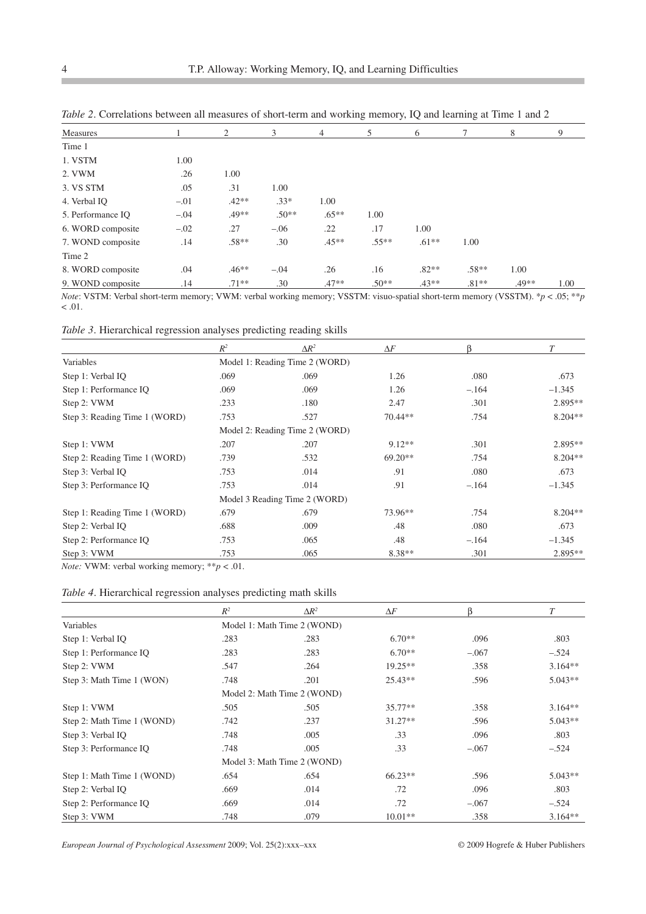*Table 2*. Correlations between all measures of short-term and working memory, IQ and learning at Time 1 and 2

| Measures | 1 | 2 | 3 | 4 | 5 | 6 | 7 | 8 | 9 |
|---|---|---|---|---|---|---|---|---|---|
| Time 1 | | | | | | | | | |
| 1. VSTM | 1.00 | | | | | | | | |
| 2. VWM | .26 | 1.00 | | | | | | | |
| 3. VS STM | .05 | .31 | 1.00 | | | | | | |
| 4. Verbal IQ | –.01 | .42** | .33* | 1.00 | | | | | |
| 5. Performance IQ | –.04 | .49** | .50** | .65** | 1.00 | | | | |
| 6. WORD composite | –.02 | .27 | –.06 | .22 | .17 | 1.00 | | | |
| 7. WOND composite | .14 | .58** | .30 | .45** | .55** | .61** | 1.00 | | |
| Time 2 | | | | | | | | | |
| 8. WORD composite | .04 | .46** | –.04 | .26 | .16 | .82** | .58** | 1.00 | |
| 9. WOND composite | .14 | .71** | .30 | .47** | .50** | .43** | .81** | .49** | 1.00 |

*Note*: VSTM: Verbal short-term memory; VWM: verbal working memory; VSSTM: visuo-spatial short-term memory (VSSTM). *$p < .05$; **$p < .01$.

*Table 3*. Hierarchical regression analyses predicting reading skills

| | $R^2$ | $\Delta R^2$ | $\Delta F$ | β | *T* |
|---|---|---|---|---|---|
| Variables | Model 1: Reading Time 2 (WORD) | | | | |
| Step 1: Verbal IQ | .069 | .069 | 1.26 | .080 | .673 |
| Step 1: Performance IQ | .069 | .069 | 1.26 | –.164 | –1.345 |
| Step 2: VWM | .233 | .180 | 2.47 | .301 | 2.895** |
| Step 3: Reading Time 1 (WORD) | .753 | .527 | 70.44** | .754 | 8.204** |
| | Model 2: Reading Time 2 (WORD) | | | | |
| Step 1: VWM | .207 | .207 | 9.12** | .301 | 2.895** |
| Step 2: Reading Time 1 (WORD) | .739 | .532 | 69.20** | .754 | 8.204** |
| Step 3: Verbal IQ | .753 | .014 | .91 | .080 | .673 |
| Step 3: Performance IQ | .753 | .014 | .91 | –.164 | –1.345 |
| | Model 3 Reading Time 2 (WORD) | | | | |
| Step 1: Reading Time 1 (WORD) | .679 | .679 | 73.96** | .754 | 8.204** |
| Step 2: Verbal IQ | .688 | .009 | .48 | .080 | .673 |
| Step 2: Performance IQ | .753 | .065 | .48 | –.164 | –1.345 |
| Step 3: VWM | .753 | .065 | 8.38** | .301 | 2.895** |

*Note:* VWM: verbal working memory; **$p < .01$.

*Table 4*. Hierarchical regression analyses predicting math skills

| | $R^2$ | $\Delta R^2$ | $\Delta F$ | β | *T* |
|---|---|---|---|---|---|
| Variables | Model 1: Math Time 2 (WOND) | | | | |
| Step 1: Verbal IQ | .283 | .283 | 6.70** | .096 | .803 |
| Step 1: Performance IQ | .283 | .283 | 6.70** | –.067 | –.524 |
| Step 2: VWM | .547 | .264 | 19.25** | .358 | 3.164** |
| Step 3: Math Time 1 (WON) | .748 | .201 | 25.43** | .596 | 5.043** |
| | Model 2: Math Time 2 (WOND) | | | | |
| Step 1: VWM | .505 | .505 | 35.77** | .358 | 3.164** |
| Step 2: Math Time 1 (WOND) | .742 | .237 | 31.27** | .596 | 5.043** |
| Step 3: Verbal IQ | .748 | .005 | .33 | .096 | .803 |
| Step 3: Performance IQ | .748 | .005 | .33 | –.067 | –.524 |
| | Model 3: Math Time 2 (WOND) | | | | |
| Step 1: Math Time 1 (WOND) | .654 | .654 | 66.23** | .596 | 5.043** |
| Step 2: Verbal IQ | .669 | .014 | .72 | .096 | .803 |
| Step 2: Performance IQ | .669 | .014 | .72 | –.067 | –.524 |
| Step 3: VWM | .748 | .079 | 10.01** | .358 | 3.164** |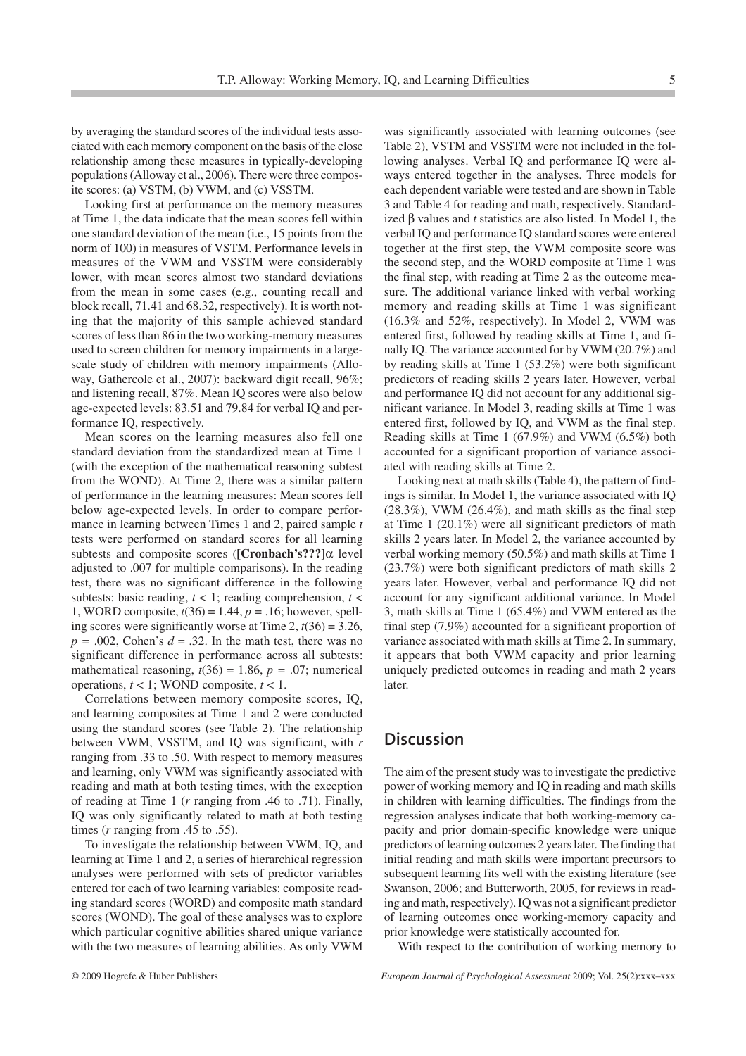by averaging the standard scores of the individual tests associated with each memory component on the basis of the close relationship among these measures in typically-developing populations (Alloway et al., 2006). There were three composite scores: (a) VSTM, (b) VWM, and (c) VSSTM.

Looking first at performance on the memory measures at Time 1, the data indicate that the mean scores fell within one standard deviation of the mean (i.e., 15 points from the norm of 100) in measures of VSTM. Performance levels in measures of the VWM and VSSTM were considerably lower, with mean scores almost two standard deviations from the mean in some cases (e.g., counting recall and block recall, 71.41 and 68.32, respectively). It is worth noting that the majority of this sample achieved standard scores of less than 86 in the two working-memory measures used to screen children for memory impairments in a large-scale study of children with memory impairments (Alloway, Gathercole et al., 2007): backward digit recall, 96%; and listening recall, 87%. Mean IQ scores were also below age-expected levels: 83.51 and 79.84 for verbal IQ and performance IQ, respectively.

Mean scores on the learning measures also fell one standard deviation from the standardized mean at Time 1 (with the exception of the mathematical reasoning subtest from the WOND). At Time 2, there was a similar pattern of performance in the learning measures: Mean scores fell below age-expected levels. In order to compare performance in learning between Times 1 and 2, paired sample *t* tests were performed on standard scores for all learning subtests and composite scores (**[Cronbach's???]**α level adjusted to .007 for multiple comparisons). In the reading test, there was no significant difference in the following subtests: basic reading, $t < 1$; reading comprehension, $t < 1$, WORD composite, $t(36) = 1.44$, $p = .16$; however, spelling scores were significantly worse at Time 2, $t(36) = 3.26$, $p = .002$, Cohen's $d = .32$. In the math test, there was no significant difference in performance across all subtests: mathematical reasoning, $t(36) = 1.86$, $p = .07$; numerical operations, $t < 1$; WOND composite, $t < 1$.

Correlations between memory composite scores, IQ, and learning composites at Time 1 and 2 were conducted using the standard scores (see Table 2). The relationship between VWM, VSSTM, and IQ was significant, with *r* ranging from .33 to .50. With respect to memory measures and learning, only VWM was significantly associated with reading and math at both testing times, with the exception of reading at Time 1 (*r* ranging from .46 to .71). Finally, IQ was only significantly related to math at both testing times (*r* ranging from .45 to .55).

To investigate the relationship between VWM, IQ, and learning at Time 1 and 2, a series of hierarchical regression analyses were performed with sets of predictor variables entered for each of two learning variables: composite reading standard scores (WORD) and composite math standard scores (WOND). The goal of these analyses was to explore which particular cognitive abilities shared unique variance with the two measures of learning abilities. As only VWM was significantly associated with learning outcomes (see Table 2), VSTM and VSSTM were not included in the following analyses. Verbal IQ and performance IQ were always entered together in the analyses. Three models for each dependent variable were tested and are shown in Table 3 and Table 4 for reading and math, respectively. Standardized β values and *t* statistics are also listed. In Model 1, the verbal IQ and performance IQ standard scores were entered together at the first step, the VWM composite score was the second step, and the WORD composite at Time 1 was the final step, with reading at Time 2 as the outcome measure. The additional variance linked with verbal working memory and reading skills at Time 1 was significant (16.3% and 52%, respectively). In Model 2, VWM was entered first, followed by reading skills at Time 1, and finally IQ. The variance accounted for by VWM (20.7%) and by reading skills at Time 1 (53.2%) were both significant predictors of reading skills 2 years later. However, verbal and performance IQ did not account for any additional significant variance. In Model 3, reading skills at Time 1 was entered first, followed by IQ, and VWM as the final step. Reading skills at Time 1 (67.9%) and VWM (6.5%) both accounted for a significant proportion of variance associated with reading skills at Time 2.

Looking next at math skills (Table 4), the pattern of findings is similar. In Model 1, the variance associated with IQ (28.3%), VWM (26.4%), and math skills as the final step at Time 1 (20.1%) were all significant predictors of math skills 2 years later. In Model 2, the variance accounted by verbal working memory (50.5%) and math skills at Time 1 (23.7%) were both significant predictors of math skills 2 years later. However, verbal and performance IQ did not account for any significant additional variance. In Model 3, math skills at Time 1 (65.4%) and VWM entered as the final step (7.9%) accounted for a significant proportion of variance associated with math skills at Time 2. In summary, it appears that both VWM capacity and prior learning uniquely predicted outcomes in reading and math 2 years later.

## Discussion

The aim of the present study was to investigate the predictive power of working memory and IQ in reading and math skills in children with learning difficulties. The findings from the regression analyses indicate that both working-memory capacity and prior domain-specific knowledge were unique predictors of learning outcomes 2 years later. The finding that initial reading and math skills were important precursors to subsequent learning fits well with the existing literature (see Swanson, 2006; and Butterworth, 2005, for reviews in reading and math, respectively). IQ was not a significant predictor of learning outcomes once working-memory capacity and prior knowledge were statistically accounted for.

With respect to the contribution of working memory to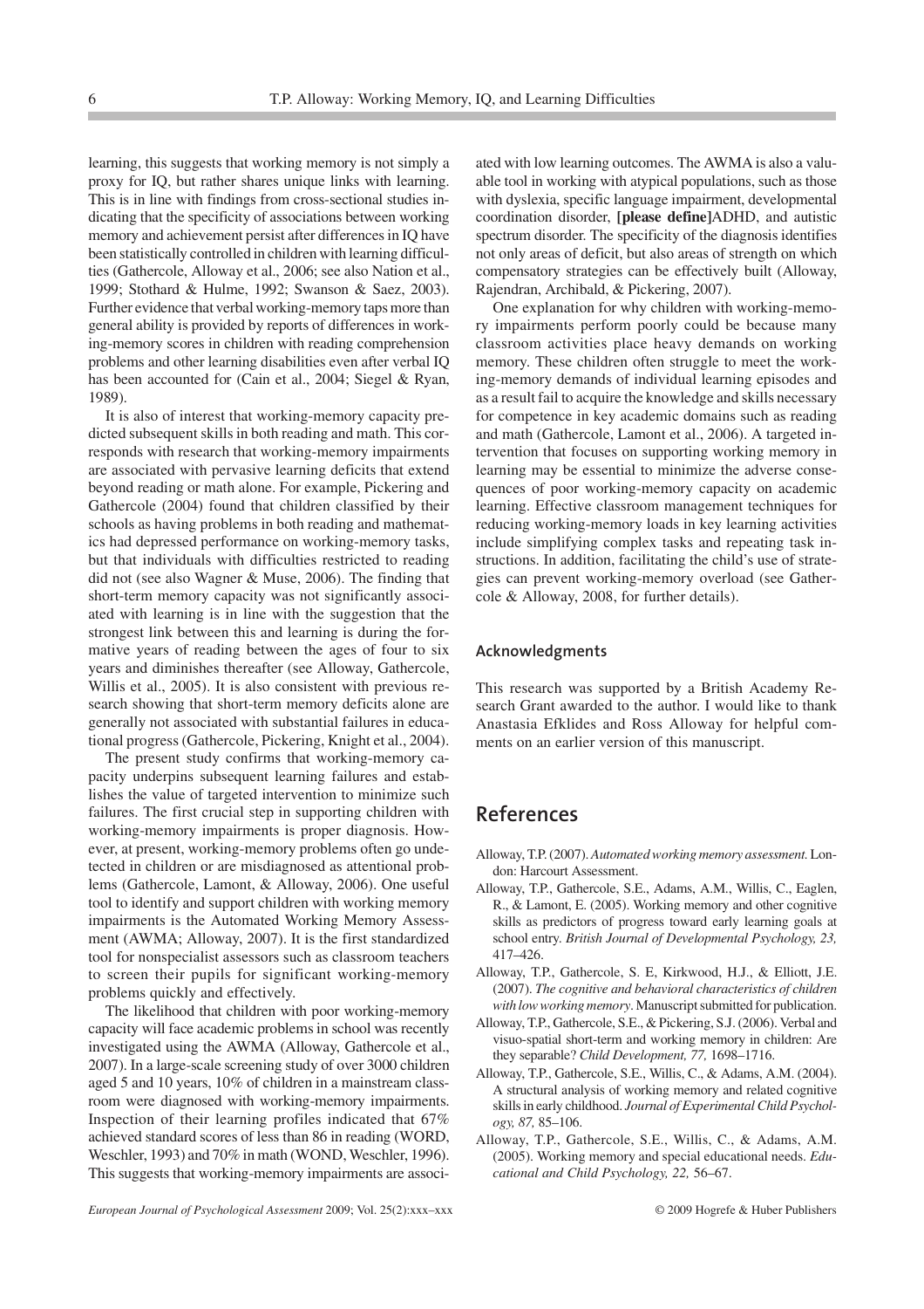learning, this suggests that working memory is not simply a proxy for IQ, but rather shares unique links with learning. This is in line with findings from cross-sectional studies indicating that the specificity of associations between working memory and achievement persist after differences in IQ have been statistically controlled in children with learning difficulties (Gathercole, Alloway et al., 2006; see also Nation et al., 1999; Stothard & Hulme, 1992; Swanson & Saez, 2003). Further evidence that verbal working-memory taps more than general ability is provided by reports of differences in working-memory scores in children with reading comprehension problems and other learning disabilities even after verbal IQ has been accounted for (Cain et al., 2004; Siegel & Ryan, 1989).

It is also of interest that working-memory capacity predicted subsequent skills in both reading and math. This corresponds with research that working-memory impairments are associated with pervasive learning deficits that extend beyond reading or math alone. For example, Pickering and Gathercole (2004) found that children classified by their schools as having problems in both reading and mathematics had depressed performance on working-memory tasks, but that individuals with difficulties restricted to reading did not (see also Wagner & Muse, 2006). The finding that short-term memory capacity was not significantly associated with learning is in line with the suggestion that the strongest link between this and learning is during the formative years of reading between the ages of four to six years and diminishes thereafter (see Alloway, Gathercole, Willis et al., 2005). It is also consistent with previous research showing that short-term memory deficits alone are generally not associated with substantial failures in educational progress (Gathercole, Pickering, Knight et al., 2004).

The present study confirms that working-memory capacity underpins subsequent learning failures and establishes the value of targeted intervention to minimize such failures. The first crucial step in supporting children with working-memory impairments is proper diagnosis. However, at present, working-memory problems often go undetected in children or are misdiagnosed as attentional problems (Gathercole, Lamont, & Alloway, 2006). One useful tool to identify and support children with working memory impairments is the Automated Working Memory Assessment (AWMA; Alloway, 2007). It is the first standardized tool for nonspecialist assessors such as classroom teachers to screen their pupils for significant working-memory problems quickly and effectively.

The likelihood that children with poor working-memory capacity will face academic problems in school was recently investigated using the AWMA (Alloway, Gathercole et al., 2007). In a large-scale screening study of over 3000 children aged 5 and 10 years, 10% of children in a mainstream classroom were diagnosed with working-memory impairments. Inspection of their learning profiles indicated that 67% achieved standard scores of less than 86 in reading (WORD, Weschler, 1993) and 70% in math (WOND, Weschler, 1996). This suggests that working-memory impairments are associated with low learning outcomes. The AWMA is also a valuable tool in working with atypical populations, such as those with dyslexia, specific language impairment, developmental coordination disorder, **[please define]**ADHD, and autistic spectrum disorder. The specificity of the diagnosis identifies not only areas of deficit, but also areas of strength on which compensatory strategies can be effectively built (Alloway, Rajendran, Archibald, & Pickering, 2007).

One explanation for why children with working-memory impairments perform poorly could be because many classroom activities place heavy demands on working memory. These children often struggle to meet the working-memory demands of individual learning episodes and as a result fail to acquire the knowledge and skills necessary for competence in key academic domains such as reading and math (Gathercole, Lamont et al., 2006). A targeted intervention that focuses on supporting working memory in learning may be essential to minimize the adverse consequences of poor working-memory capacity on academic learning. Effective classroom management techniques for reducing working-memory loads in key learning activities include simplifying complex tasks and repeating task instructions. In addition, facilitating the child's use of strategies can prevent working-memory overload (see Gathercole & Alloway, 2008, for further details).

### Acknowledgments

This research was supported by a British Academy Research Grant awarded to the author. I would like to thank Anastasia Efklides and Ross Alloway for helpful comments on an earlier version of this manuscript.

## References

Alloway, T.P. (2007). *Automated working memory assessment*. London: Harcourt Assessment.

Alloway, T.P., Gathercole, S.E., Adams, A.M., Willis, C., Eaglen, R., & Lamont, E. (2005). Working memory and other cognitive skills as predictors of progress toward early learning goals at school entry. *British Journal of Developmental Psychology, 23,* 417–426.

Alloway, T.P., Gathercole, S. E, Kirkwood, H.J., & Elliott, J.E. (2007). *The cognitive and behavioral characteristics of children with low working memory*. Manuscript submitted for publication.

Alloway, T.P., Gathercole, S.E., & Pickering, S.J. (2006). Verbal and visuo-spatial short-term and working memory in children: Are they separable? *Child Development, 77,* 1698–1716.

Alloway, T.P., Gathercole, S.E., Willis, C., & Adams, A.M. (2004). A structural analysis of working memory and related cognitive skills in early childhood. *Journal of Experimental Child Psychology, 87,* 85–106.

Alloway, T.P., Gathercole, S.E., Willis, C., & Adams, A.M. (2005). Working memory and special educational needs. *Educational and Child Psychology, 22,* 56–67.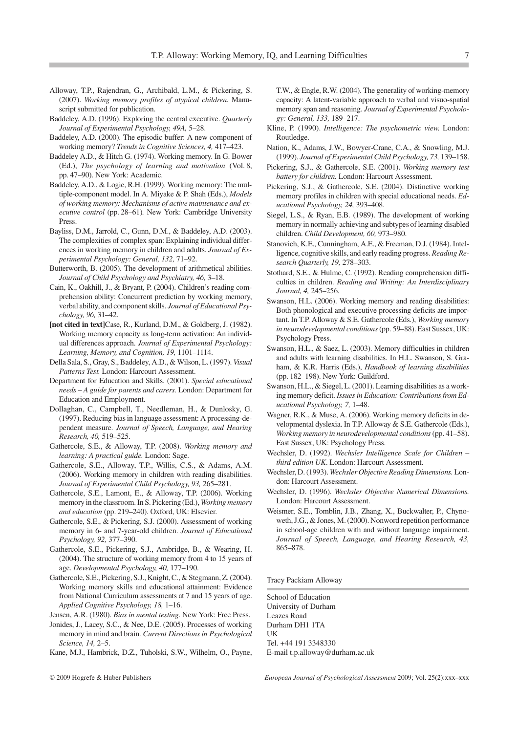Alloway, T.P., Rajendran, G., Archibald, L.M., & Pickering, S. (2007). *Working memory profiles of atypical children.* Manuscript submitted for publication.

Baddeley, A.D. (1996). Exploring the central executive. *Quarterly Journal of Experimental Psychology, 49A,* 5–28.

Baddeley, A.D. (2000). The episodic buffer: A new component of working memory? *Trends in Cognitive Sciences, 4,* 417–423.

Baddeley A.D., & Hitch G. (1974). Working memory. In G. Bower (Ed.), *The psychology of learning and motivation* (Vol. 8, pp. 47–90). New York: Academic.

Baddeley, A.D., & Logie, R.H. (1999). Working memory: The multiple-component model. In A. Miyake & P. Shah (Eds.), *Models of working memory: Mechanisms of active maintenance and executive control* (pp. 28–61). New York: Cambridge University Press.

Bayliss, D.M., Jarrold, C., Gunn, D.M., & Baddeley, A.D. (2003). The complexities of complex span: Explaining individual differences in working memory in children and adults. *Journal of Experimental Psychology: General, 132,* 71–92.

Butterworth, B. (2005). The development of arithmetical abilities. *Journal of Child Psychology and Psychiatry, 46,* 3–18.

Cain, K., Oakhill, J., & Bryant, P. (2004). Children's reading comprehension ability: Concurrent prediction by working memory, verbal ability, and component skills. *Journal of Educational Psychology, 96,* 31–42.

**[not cited in text]**Case, R., Kurland, D.M., & Goldberg, J. (1982). Working memory capacity as long-term activation: An individual differences approach. *Journal of Experimental Psychology: Learning, Memory, and Cognition, 19,* 1101–1114.

Della Sala, S., Gray, S., Baddeley, A.D., & Wilson, L. (1997). *Visual Patterns Test.* London: Harcourt Assessment.

Department for Education and Skills. (2001). *Special educational needs – A guide for parents and carers.* London: Department for Education and Employment.

Dollaghan, C., Campbell, T., Needleman, H., & Dunlosky, G. (1997). Reducing bias in language assessment: A processing-dependent measure. *Journal of Speech, Language, and Hearing Research, 40,* 519–525.

Gathercole, S.E., & Alloway, T.P. (2008). *Working memory and learning: A practical guide.* London: Sage.

Gathercole, S.E., Alloway, T.P., Willis, C.S., & Adams, A.M. (2006). Working memory in children with reading disabilities. *Journal of Experimental Child Psychology, 93,* 265–281.

Gathercole, S.E., Lamont, E., & Alloway, T.P. (2006). Working memory in the classroom. In S. Pickering (Ed.), *Working memory and education* (pp. 219–240). Oxford, UK: Elsevier.

Gathercole, S.E., & Pickering, S.J. (2000). Assessment of working memory in 6- and 7-year-old children. *Journal of Educational Psychology, 92,* 377–390.

Gathercole, S.E., Pickering, S.J., Ambridge, B., & Wearing, H. (2004). The structure of working memory from 4 to 15 years of age. *Developmental Psychology, 40,* 177–190.

Gathercole, S.E., Pickering, S.J., Knight, C., & Stegmann, Z. (2004). Working memory skills and educational attainment: Evidence from National Curriculum assessments at 7 and 15 years of age. *Applied Cognitive Psychology, 18,* 1–16.

Jensen, A.R. (1980). *Bias in mental testing.* New York: Free Press.

Jonides, J., Lacey, S.C., & Nee, D.E. (2005). Processes of working memory in mind and brain. *Current Directions in Psychological Science, 14,* 2–5.

Kane, M.J., Hambrick, D.Z., Tuholski, S.W., Wilhelm, O., Payne, T.W., & Engle, R.W. (2004). The generality of working-memory capacity: A latent-variable approach to verbal and visuo-spatial memory span and reasoning. *Journal of Experimental Psychology: General, 133,* 189–217.

Kline, P. (1990). *Intelligence: The psychometric view.* London: Routledge.

Nation, K., Adams, J.W., Bowyer-Crane, C.A., & Snowling, M.J. (1999). *Journal of Experimental Child Psychology, 73,* 139–158.

Pickering, S.J., & Gathercole, S.E. (2001). *Working memory test battery for children.* London: Harcourt Assessment.

Pickering, S.J., & Gathercole, S.E. (2004). Distinctive working memory profiles in children with special educational needs. *Educational Psychology, 24,* 393–408.

Siegel, L.S., & Ryan, E.B. (1989). The development of working memory in normally achieving and subtypes of learning disabled children. *Child Development, 60,* 973–980.

Stanovich, K.E., Cunningham, A.E., & Freeman, D.J. (1984). Intelligence, cognitive skills, and early reading progress. *Reading Research Quarterly, 19,* 278–303.

Stothard, S.E., & Hulme, C. (1992). Reading comprehension difficulties in children. *Reading and Writing: An Interdisciplinary Journal, 4,* 245–256.

Swanson, H.L. (2006). Working memory and reading disabilities: Both phonological and executive processing deficits are important. In T.P. Alloway & S.E. Gathercole (Eds.), *Working memory in neurodevelopmental conditions* (pp. 59–88). East Sussex, UK: Psychology Press.

Swanson, H.L., & Saez, L. (2003). Memory difficulties in children and adults with learning disabilities. In H.L. Swanson, S. Graham, & K.R. Harris (Eds.), *Handbook of learning disabilities* (pp. 182–198). New York: Guildford.

Swanson, H.L., & Siegel, L. (2001). Learning disabilities as a working memory deficit. *Issues in Education: Contributions from Educational Psychology, 7,* 1–48.

Wagner, R.K., & Muse, A. (2006). Working memory deficits in developmental dyslexia. In T.P. Alloway & S.E. Gathercole (Eds.), *Working memory in neurodevelopmental conditions* (pp. 41–58). East Sussex, UK: Psychology Press.

Wechsler, D. (1992). *Wechsler Intelligence Scale for Children – third edition UK*. London: Harcourt Assessment.

Wechsler, D. (1993). *Wechsler Objective Reading Dimensions.* London: Harcourt Assessment.

Wechsler, D. (1996). *Wechsler Objective Numerical Dimensions.* London: Harcourt Assessment.

Weismer, S.E., Tomblin, J.B., Zhang, X., Buckwalter, P., Chynoweth, J.G., & Jones, M. (2000). Nonword repetition performance in school-age children with and without language impairment. *Journal of Speech, Language, and Hearing Research, 43,* 865–878.

Tracy Packiam Alloway

School of Education
University of Durham
Leazes Road
Durham DH1 1TA
UK
Tel. +44 191 3348330
E-mail t.p.alloway@durham.ac.uk